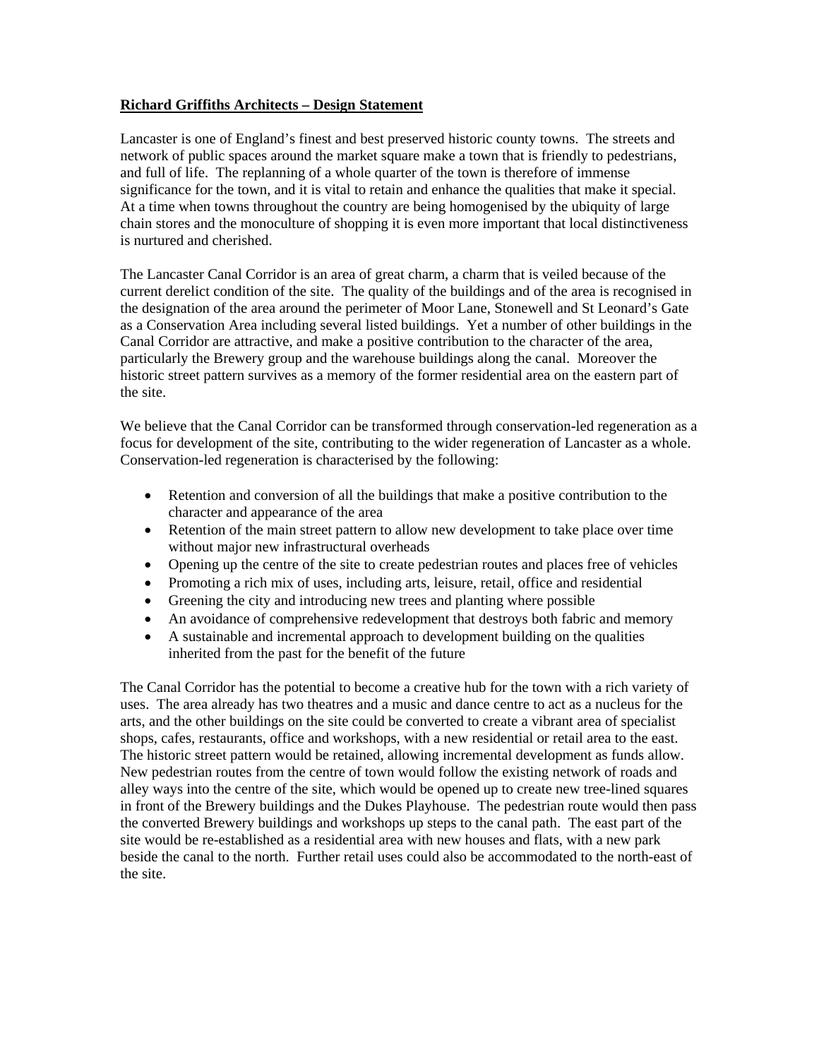**Richard Griffiths Architects – Design Statement**

Lancaster is one of England's finest and best preserved historic county towns. The streets and network of public spaces around the market square make a town that is friendly to pedestrians, and full of life. The replanning of a whole quarter of the town is therefore of immense significance for the town, and it is vital to retain and enhance the qualities that make it special. At a time when towns throughout the country are being homogenised by the ubiquity of large chain stores and the monoculture of shopping it is even more important that local distinctiveness is nurtured and cherished.

The Lancaster Canal Corridor is an area of great charm, a charm that is veiled because of the current derelict condition of the site. The quality of the buildings and of the area is recognised in the designation of the area around the perimeter of Moor Lane, Stonewell and St Leonard's Gate as a Conservation Area including several listed buildings. Yet a number of other buildings in the Canal Corridor are attractive, and make a positive contribution to the character of the area, particularly the Brewery group and the warehouse buildings along the canal. Moreover the historic street pattern survives as a memory of the former residential area on the eastern part of the site.

We believe that the Canal Corridor can be transformed through conservation-led regeneration as a focus for development of the site, contributing to the wider regeneration of Lancaster as a whole. Conservation-led regeneration is characterised by the following:

- Retention and conversion of all the buildings that make a positive contribution to the character and appearance of the area
- Retention of the main street pattern to allow new development to take place over time without major new infrastructural overheads
- Opening up the centre of the site to create pedestrian routes and places free of vehicles
- Promoting a rich mix of uses, including arts, leisure, retail, office and residential
- Greening the city and introducing new trees and planting where possible
- An avoidance of comprehensive redevelopment that destroys both fabric and memory
- A sustainable and incremental approach to development building on the qualities inherited from the past for the benefit of the future

The Canal Corridor has the potential to become a creative hub for the town with a rich variety of uses. The area already has two theatres and a music and dance centre to act as a nucleus for the arts, and the other buildings on the site could be converted to create a vibrant area of specialist shops, cafes, restaurants, office and workshops, with a new residential or retail area to the east. The historic street pattern would be retained, allowing incremental development as funds allow. New pedestrian routes from the centre of town would follow the existing network of roads and alley ways into the centre of the site, which would be opened up to create new tree-lined squares in front of the Brewery buildings and the Dukes Playhouse. The pedestrian route would then pass the converted Brewery buildings and workshops up steps to the canal path. The east part of the site would be re-established as a residential area with new houses and flats, with a new park beside the canal to the north. Further retail uses could also be accommodated to the north-east of the site.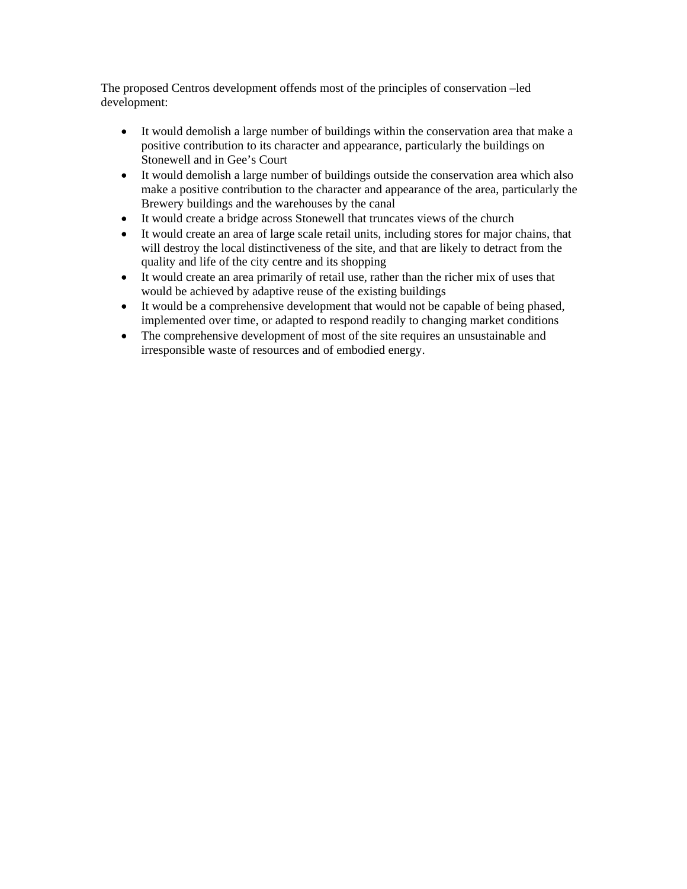The proposed Centros development offends most of the principles of conservation –led development:

- It would demolish a large number of buildings within the conservation area that make a positive contribution to its character and appearance, particularly the buildings on Stonewell and in Gee's Court
- It would demolish a large number of buildings outside the conservation area which also make a positive contribution to the character and appearance of the area, particularly the Brewery buildings and the warehouses by the canal
- It would create a bridge across Stonewell that truncates views of the church
- It would create an area of large scale retail units, including stores for major chains, that will destroy the local distinctiveness of the site, and that are likely to detract from the quality and life of the city centre and its shopping
- It would create an area primarily of retail use, rather than the richer mix of uses that would be achieved by adaptive reuse of the existing buildings
- It would be a comprehensive development that would not be capable of being phased, implemented over time, or adapted to respond readily to changing market conditions
- The comprehensive development of most of the site requires an unsustainable and irresponsible waste of resources and of embodied energy.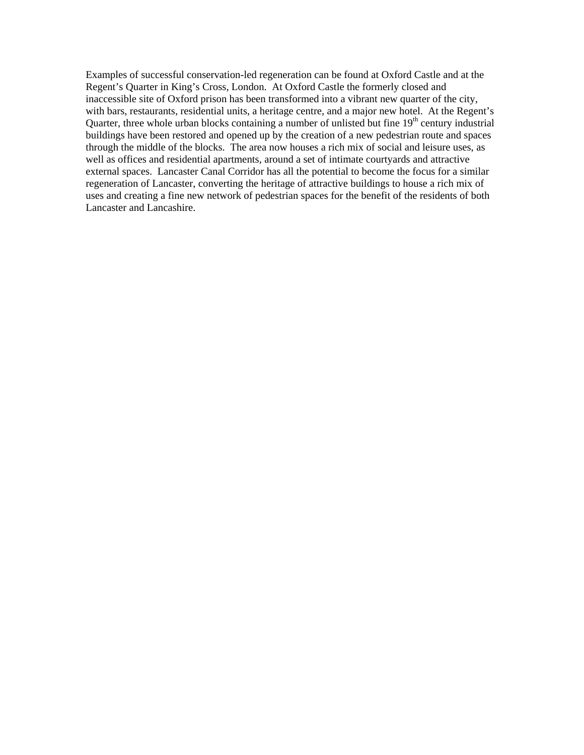Examples of successful conservation-led regeneration can be found at Oxford Castle and at the Regent's Quarter in King's Cross, London.  At Oxford Castle the formerly closed and inaccessible site of Oxford prison has been transformed into a vibrant new quarter of the city, with bars, restaurants, residential units, a heritage centre, and a major new hotel.  At the Regent's Quarter, three whole urban blocks containing a number of unlisted but fine 19th century industrial buildings have been restored and opened up by the creation of a new pedestrian route and spaces through the middle of the blocks.  The area now houses a rich mix of social and leisure uses, as well as offices and residential apartments, around a set of intimate courtyards and attractive external spaces.  Lancaster Canal Corridor has all the potential to become the focus for a similar regeneration of Lancaster, converting the heritage of attractive buildings to house a rich mix of uses and creating a fine new network of pedestrian spaces for the benefit of the residents of both Lancaster and Lancashire.